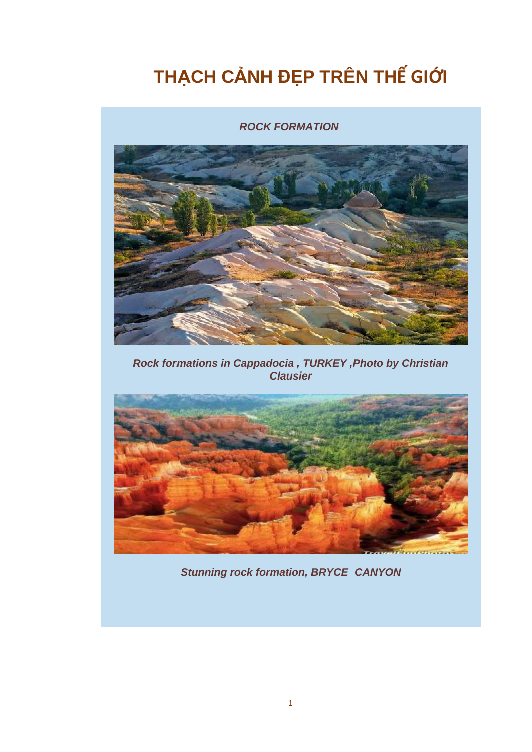# THẠCH CẢNH ĐẸP TRÊN THẾ GIỚI

***ROCK FORMATION***

***Rock formations in Cappadocia , TURKEY ,Photo by Christian Clausier***

***Stunning rock formation, BRYCE CANYON***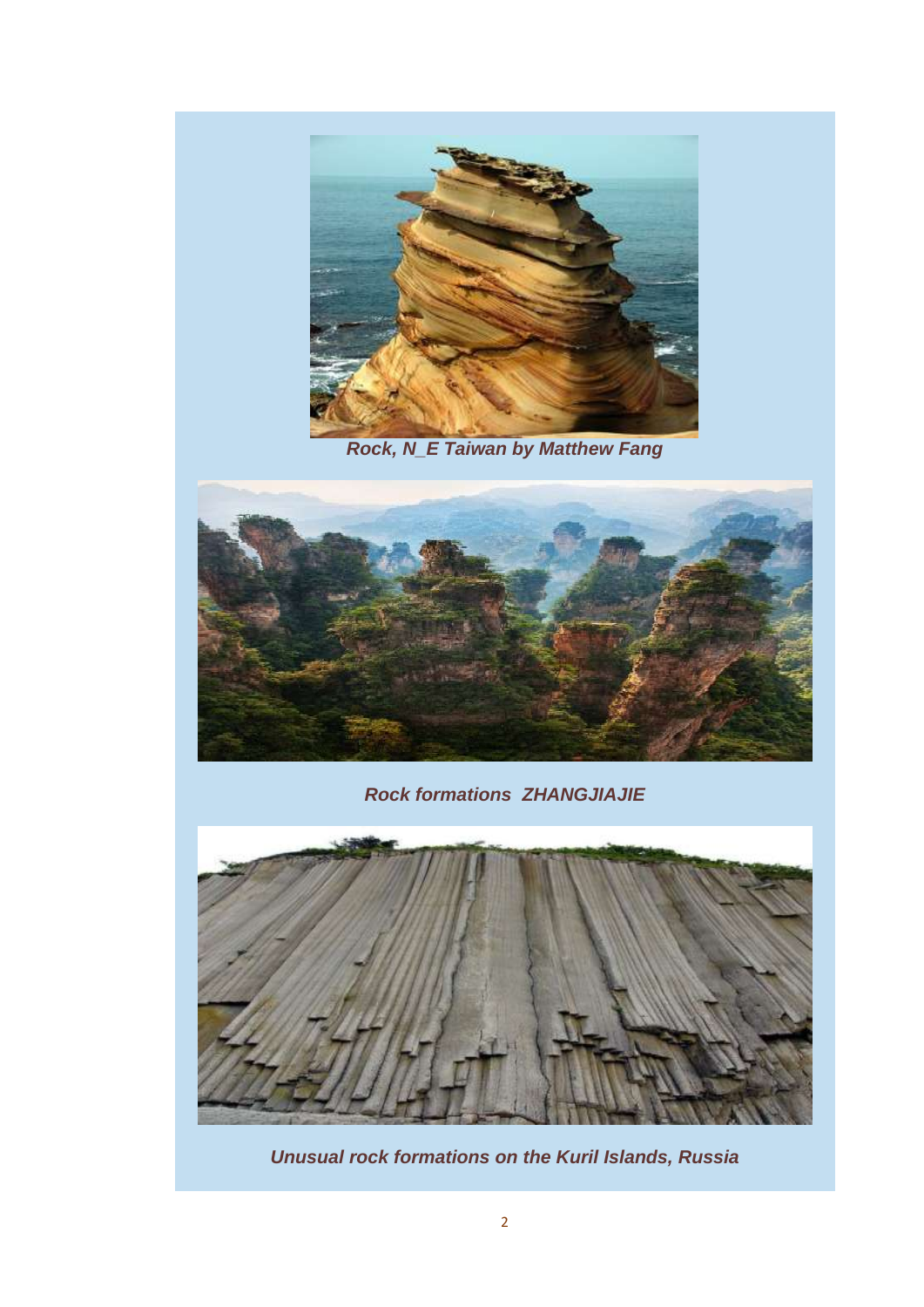***Rock, N_E Taiwan by Matthew Fang***

***Rock formations ZHANGJIAJIE***

***Unusual rock formations on the Kuril Islands, Russia***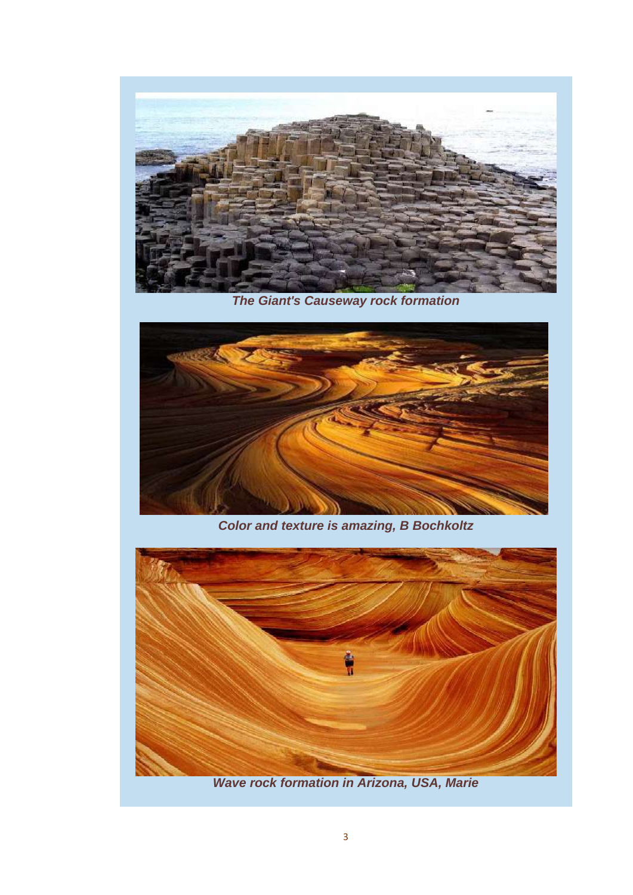***The Giant's Causeway rock formation***

***Color and texture is amazing, B Bochkoltz***

***Wave rock formation in Arizona, USA, Marie***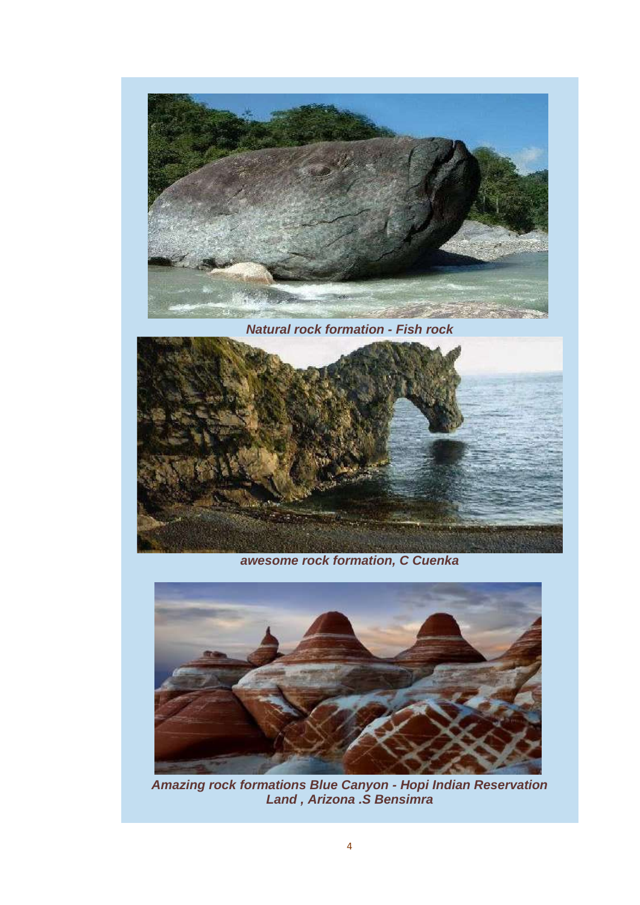***Natural rock formation - Fish rock***

***awesome rock formation, C Cuenka***

***Amazing rock formations Blue Canyon - Hopi Indian Reservation Land , Arizona .S Bensimra***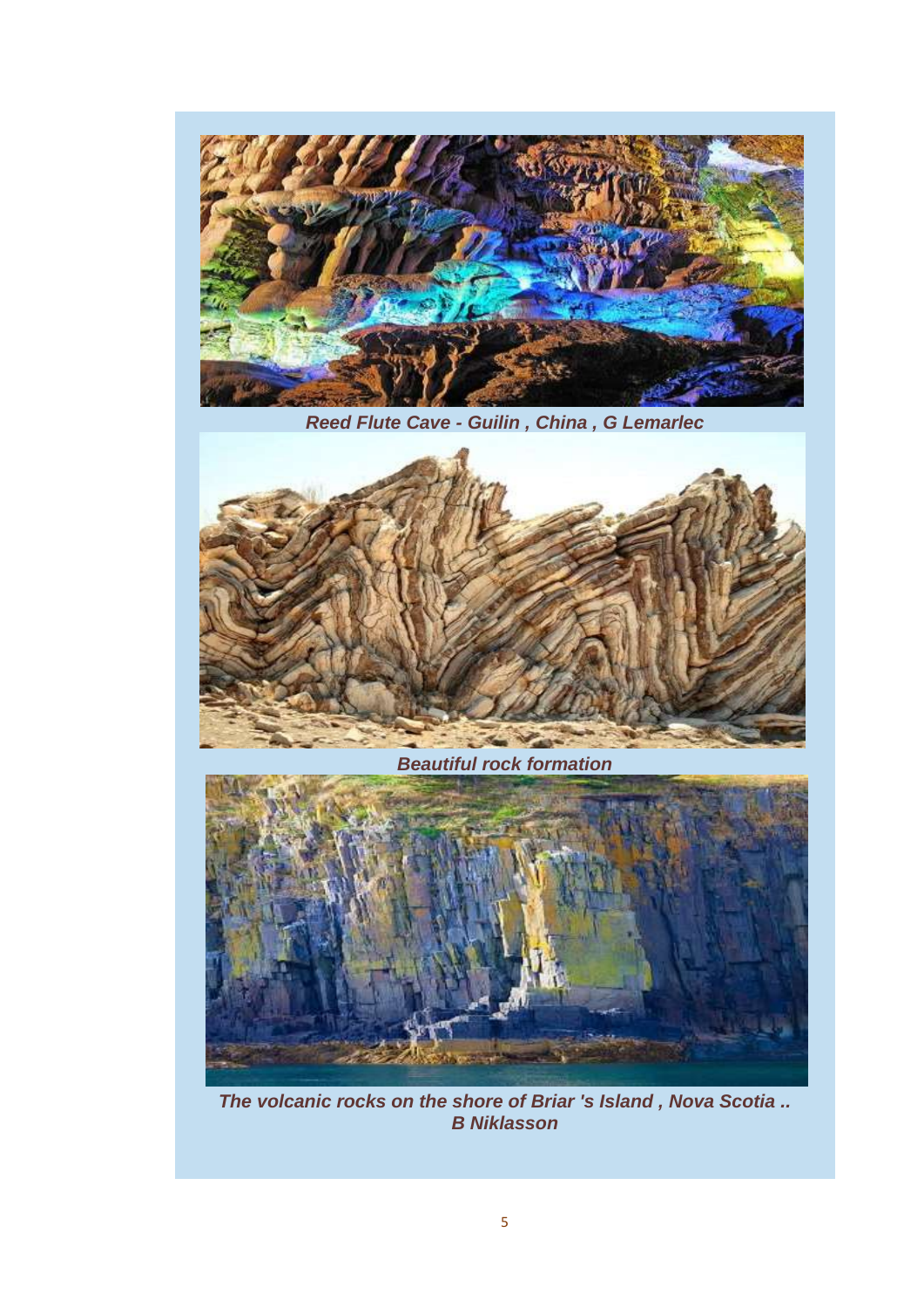***Reed Flute Cave - Guilin , China , G Lemarlec***

***Beautiful rock formation***

***The volcanic rocks on the shore of Briar 's Island , Nova Scotia ..
B Niklasson***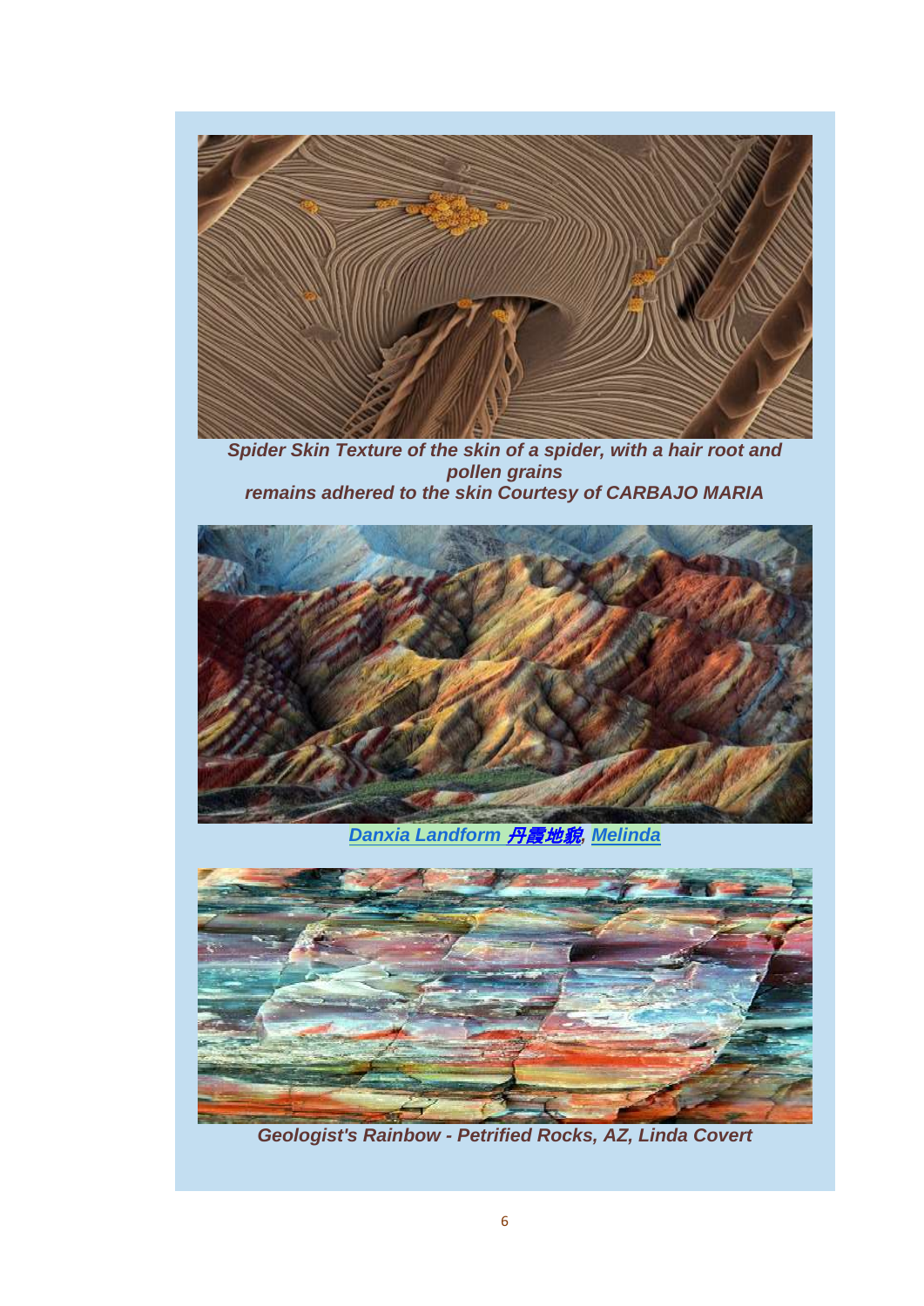***Spider Skin Texture of the skin of a spider, with a hair root and pollen grains remains adhered to the skin Courtesy of CARBAJO MARIA***

***Danxia Landform 丹霞地貌, Melinda***

***Geologist's Rainbow - Petrified Rocks, AZ, Linda Covert***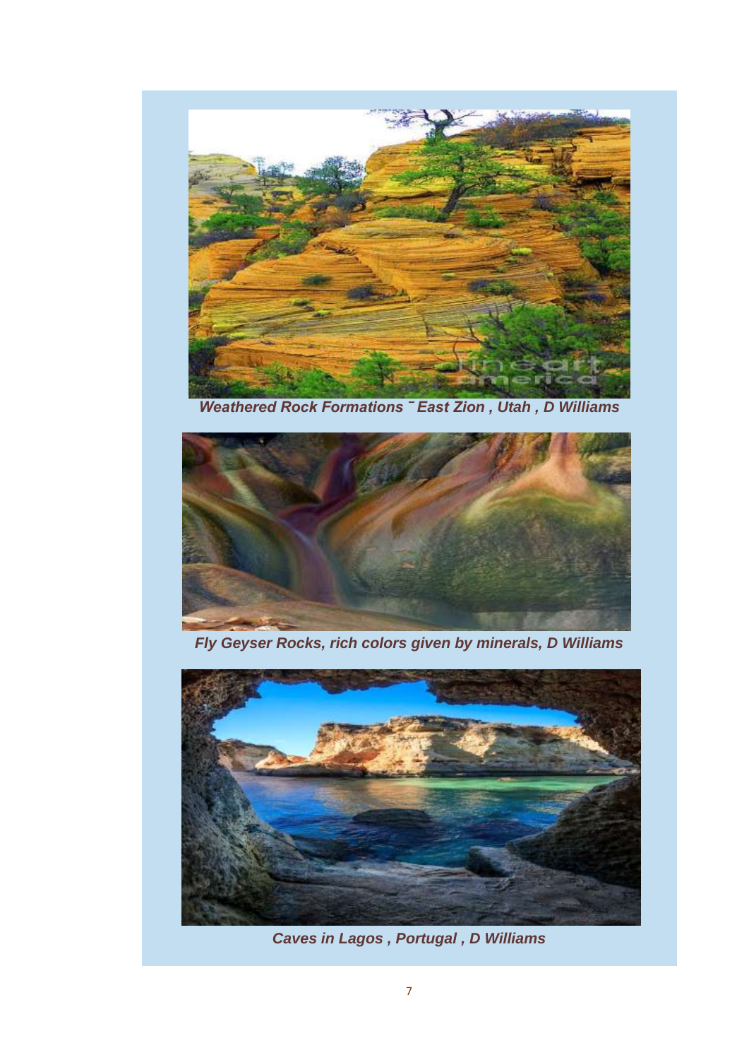***Weathered Rock Formations ¯ East Zion , Utah , D Williams***

***Fly Geyser Rocks, rich colors given by minerals, D Williams***

***Caves in Lagos , Portugal , D Williams***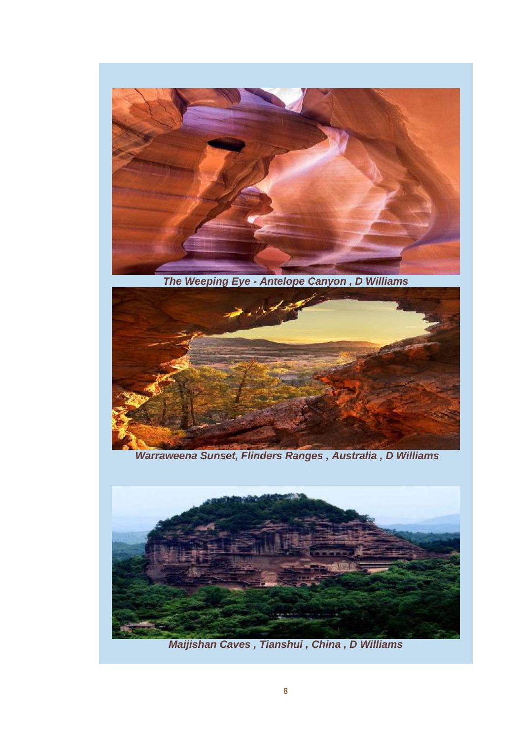***The Weeping Eye - Antelope Canyon , D Williams***

***Warraweena Sunset, Flinders Ranges , Australia , D Williams***

***Maijishan Caves , Tianshui , China , D Williams***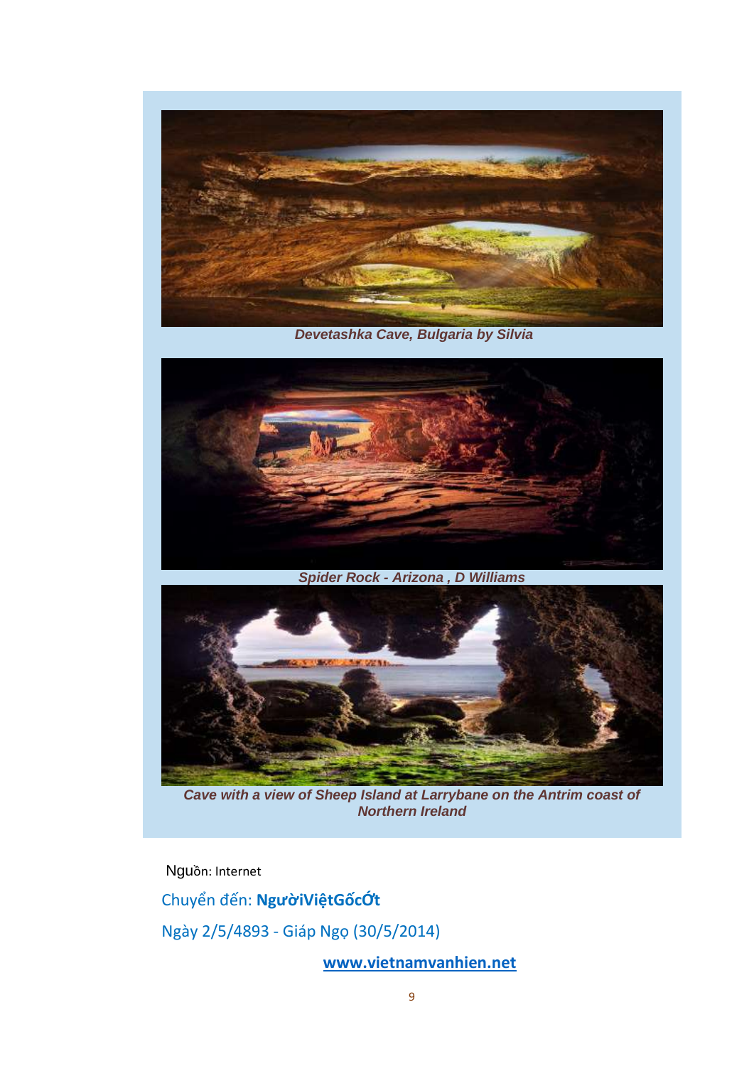***Devetashka Cave, Bulgaria by Silvia***

***Spider Rock - Arizona , D Williams***

***Cave with a view of Sheep Island at Larrybane on the Antrim coast of Northern Ireland***

Nguồn: Internet

Chuyển đến: **NgườiViệtGốcỚt**

Ngày 2/5/4893 - Giáp Ngọ (30/5/2014)

**www.vietnamvanhien.net**